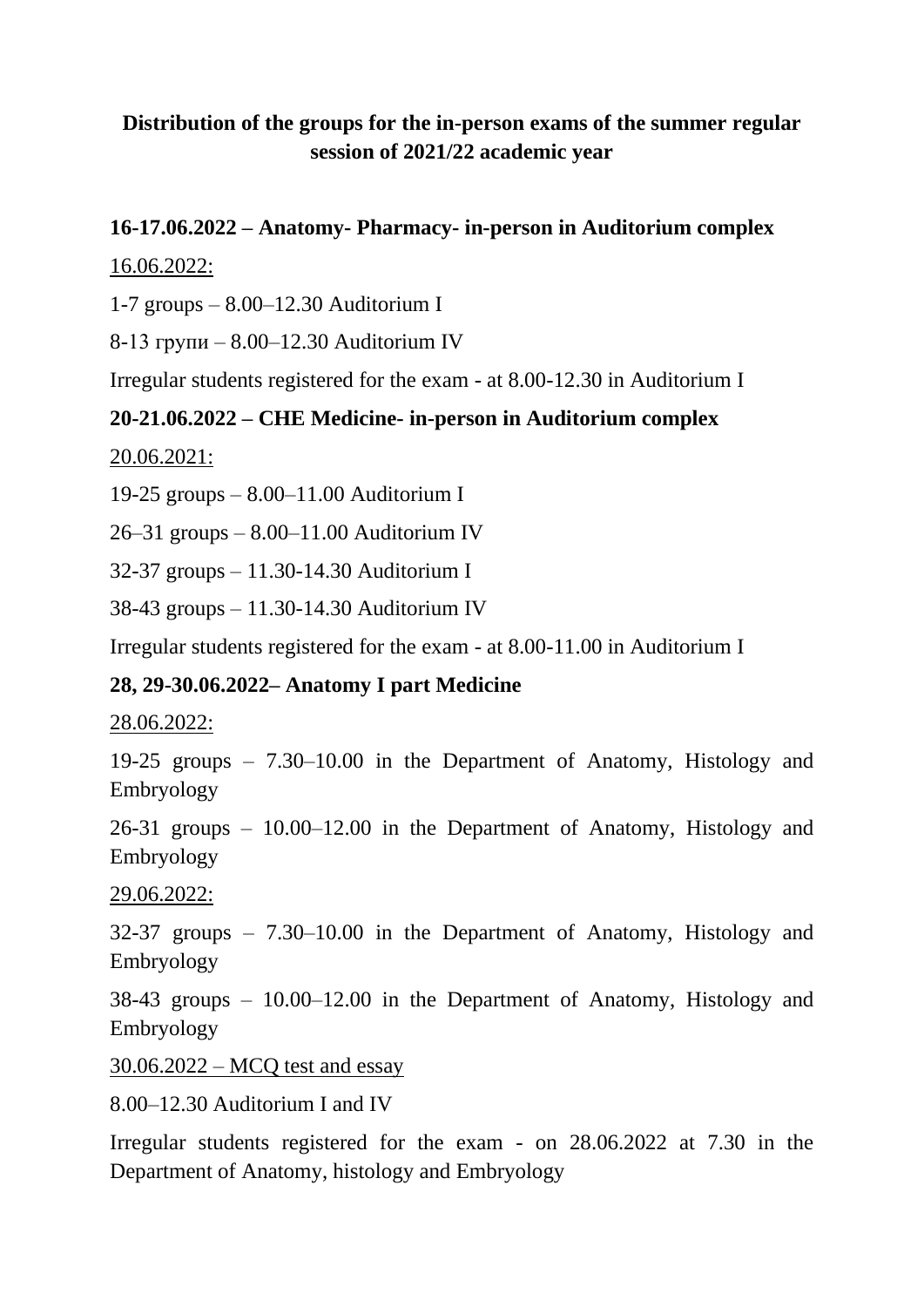**Distribution of the groups for the in-person exams of the summer regular session of 2021/22 academic year**

**16-17.06.2022 – Anatomy- Pharmacy- in-person in Auditorium complex**

<u>16.06.2022:</u>

1-7 groups – 8.00–12.30 Auditorium I

8-13 групи – 8.00–12.30 Auditorium IV

Irregular students registered for the exam - at 8.00-12.30 in Auditorium I

**20-21.06.2022 – CHE Medicine- in-person in Auditorium complex**

<u>20.06.2021:</u>

19-25 groups – 8.00–11.00 Auditorium I

26–31 groups – 8.00–11.00 Auditorium IV

32-37 groups – 11.30-14.30 Auditorium I

38-43 groups – 11.30-14.30 Auditorium IV

Irregular students registered for the exam - at 8.00-11.00 in Auditorium I

**28, 29-30.06.2022– Anatomy I part Medicine**

<u>28.06.2022:</u>

19-25 groups – 7.30–10.00 in the Department of Anatomy, Histology and Embryology

26-31 groups – 10.00–12.00 in the Department of Anatomy, Histology and Embryology

<u>29.06.2022:</u>

32-37 groups – 7.30–10.00 in the Department of Anatomy, Histology and Embryology

38-43 groups – 10.00–12.00 in the Department of Anatomy, Histology and Embryology

<u>30.06.2022 – MCQ test and essay</u>

8.00–12.30 Auditorium I and IV

Irregular students registered for the exam - on 28.06.2022 at 7.30 in the Department of Anatomy, histology and Embryology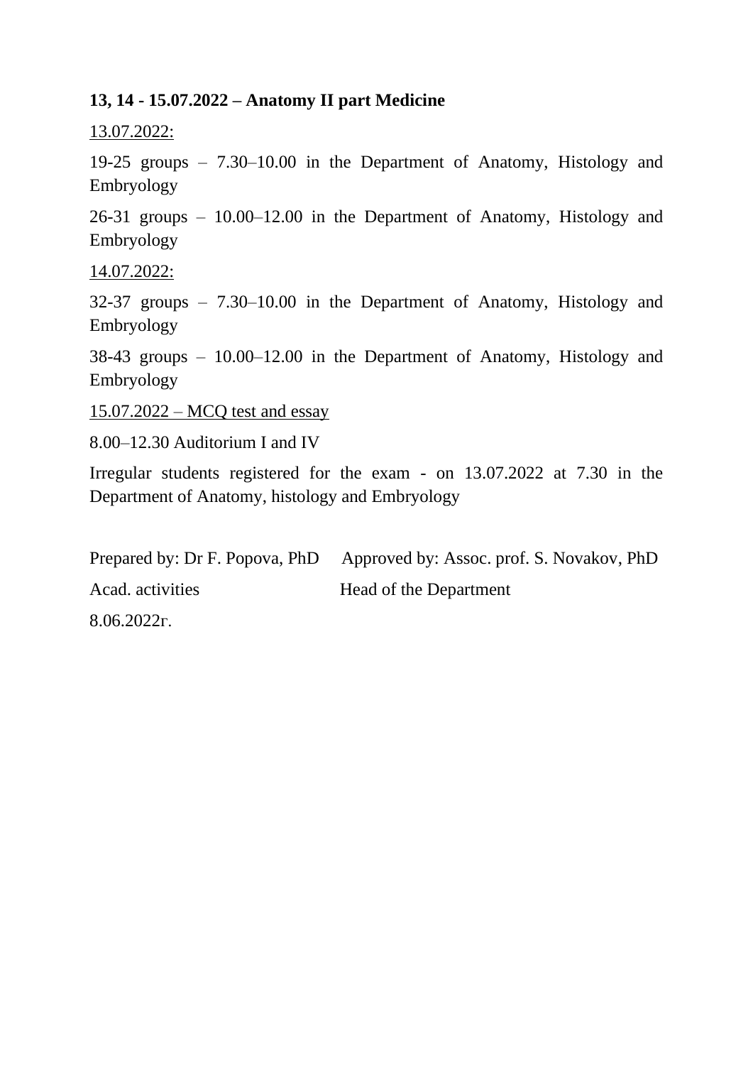**13, 14 - 15.07.2022 – Anatomy II part Medicine**

13.07.2022:

19-25 groups – 7.30–10.00 in the Department of Anatomy, Histology and Embryology

26-31 groups – 10.00–12.00 in the Department of Anatomy, Histology and Embryology

14.07.2022:

32-37 groups – 7.30–10.00 in the Department of Anatomy, Histology and Embryology

38-43 groups – 10.00–12.00 in the Department of Anatomy, Histology and Embryology

15.07.2022 – MCQ test and essay

8.00–12.30 Auditorium I and IV

Irregular students registered for the exam - on 13.07.2022 at 7.30 in the Department of Anatomy, histology and Embryology

Prepared by: Dr F. Popova, PhD    Approved by: Assoc. prof. S. Novakov, PhD

Acad. activities    Head of the Department

8.06.2022г.